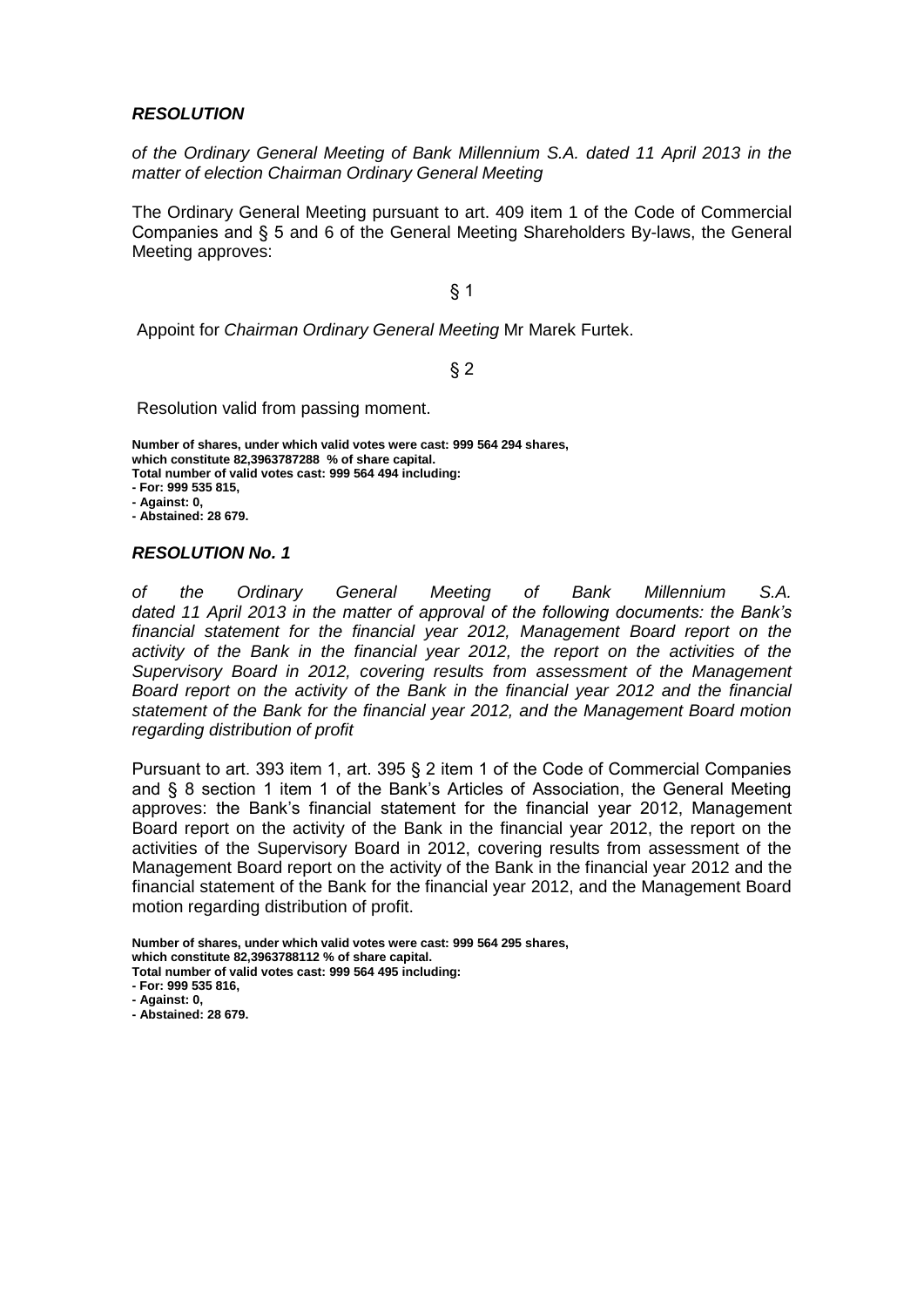***RESOLUTION***

*of the Ordinary General Meeting of Bank Millennium S.A. dated 11 April 2013 in the matter of election Chairman Ordinary General Meeting*

The Ordinary General Meeting pursuant to art. 409 item 1 of the Code of Commercial Companies and § 5 and 6 of the General Meeting Shareholders By-laws, the General Meeting approves:

§ 1

Appoint for *Chairman Ordinary General Meeting* Mr Marek Furtek.

§ 2

Resolution valid from passing moment.

**Number of shares, under which valid votes were cast: 999 564 294 shares, which constitute 82,3963787288 % of share capital.**
**Total number of valid votes cast: 999 564 494 including:**
**- For: 999 535 815,**
**- Against: 0,**
**- Abstained: 28 679.**

***RESOLUTION No. 1***

*of the Ordinary General Meeting of Bank Millennium S.A. dated 11 April 2013 in the matter of approval of the following documents: the Bank's financial statement for the financial year 2012, Management Board report on the activity of the Bank in the financial year 2012, the report on the activities of the Supervisory Board in 2012, covering results from assessment of the Management Board report on the activity of the Bank in the financial year 2012 and the financial statement of the Bank for the financial year 2012, and the Management Board motion regarding distribution of profit*

Pursuant to art. 393 item 1, art. 395 § 2 item 1 of the Code of Commercial Companies and § 8 section 1 item 1 of the Bank's Articles of Association, the General Meeting approves: the Bank's financial statement for the financial year 2012, Management Board report on the activity of the Bank in the financial year 2012, the report on the activities of the Supervisory Board in 2012, covering results from assessment of the Management Board report on the activity of the Bank in the financial year 2012 and the financial statement of the Bank for the financial year 2012, and the Management Board motion regarding distribution of profit.

**Number of shares, under which valid votes were cast: 999 564 295 shares, which constitute 82,3963788112 % of share capital.**
**Total number of valid votes cast: 999 564 495 including:**
**- For: 999 535 816,**
**- Against: 0,**
**- Abstained: 28 679.**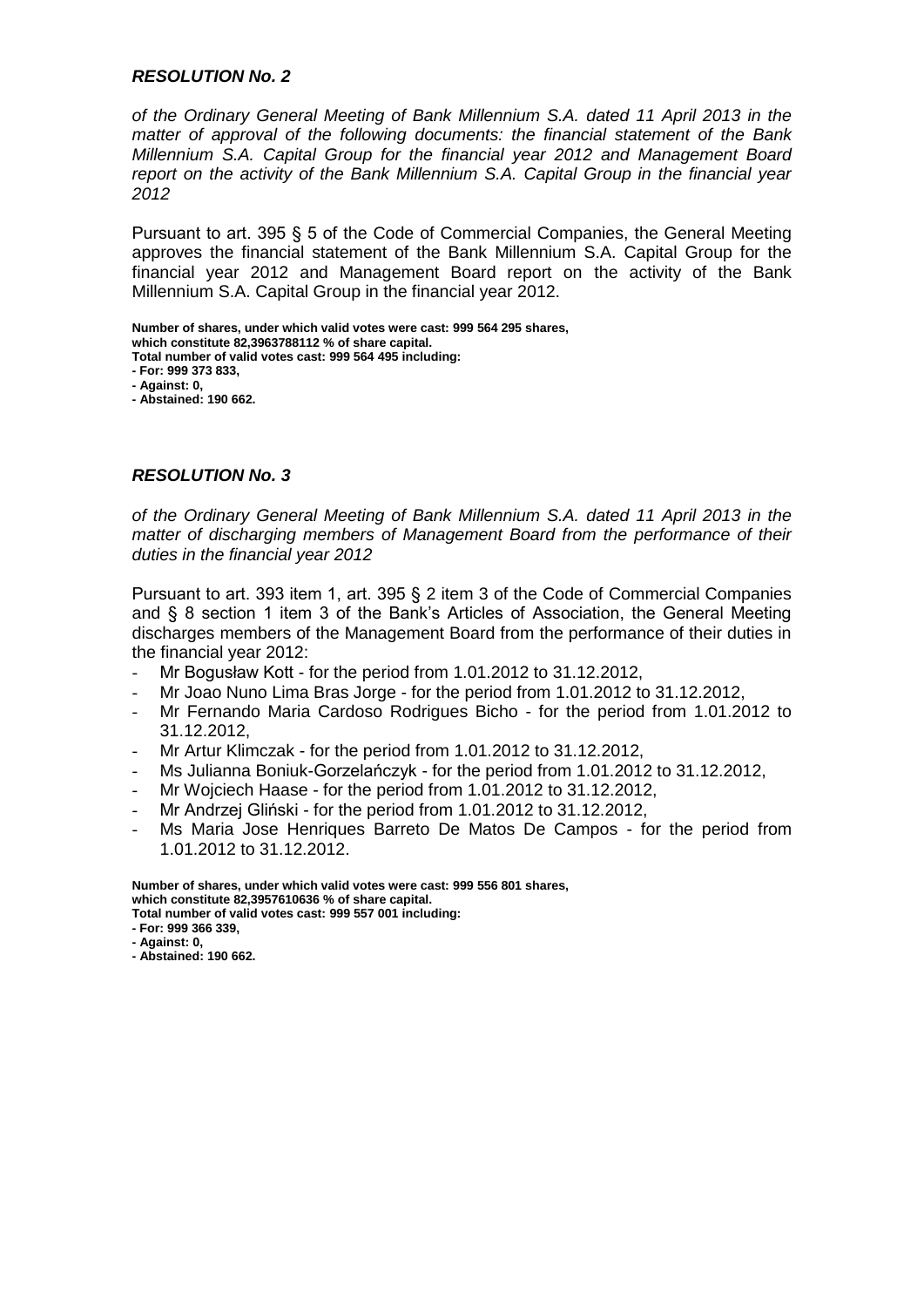***RESOLUTION No. 2***

*of the Ordinary General Meeting of Bank Millennium S.A. dated 11 April 2013 in the matter of approval of the following documents: the financial statement of the Bank Millennium S.A. Capital Group for the financial year 2012 and Management Board report on the activity of the Bank Millennium S.A. Capital Group in the financial year 2012*

Pursuant to art. 395 § 5 of the Code of Commercial Companies, the General Meeting approves the financial statement of the Bank Millennium S.A. Capital Group for the financial year 2012 and Management Board report on the activity of the Bank Millennium S.A. Capital Group in the financial year 2012.

**Number of shares, under which valid votes were cast: 999 564 295 shares, which constitute 82,3963788112 % of share capital.**
**Total number of valid votes cast: 999 564 495 including:**
**- For: 999 373 833,**
**- Against: 0,**
**- Abstained: 190 662.**

***RESOLUTION No. 3***

*of the Ordinary General Meeting of Bank Millennium S.A. dated 11 April 2013 in the matter of discharging members of Management Board from the performance of their duties in the financial year 2012*

Pursuant to art. 393 item 1, art. 395 § 2 item 3 of the Code of Commercial Companies and § 8 section 1 item 3 of the Bank's Articles of Association, the General Meeting discharges members of the Management Board from the performance of their duties in the financial year 2012:

- Mr Bogusław Kott - for the period from 1.01.2012 to 31.12.2012,
- Mr Joao Nuno Lima Bras Jorge - for the period from 1.01.2012 to 31.12.2012,
- Mr Fernando Maria Cardoso Rodrigues Bicho - for the period from 1.01.2012 to 31.12.2012,
- Mr Artur Klimczak - for the period from 1.01.2012 to 31.12.2012,
- Ms Julianna Boniuk-Gorzelańczyk - for the period from 1.01.2012 to 31.12.2012,
- Mr Wojciech Haase - for the period from 1.01.2012 to 31.12.2012,
- Mr Andrzej Gliński - for the period from 1.01.2012 to 31.12.2012,
- Ms Maria Jose Henriques Barreto De Matos De Campos - for the period from 1.01.2012 to 31.12.2012.

**Number of shares, under which valid votes were cast: 999 556 801 shares, which constitute 82,3957610636 % of share capital.**
**Total number of valid votes cast: 999 557 001 including:**
**- For: 999 366 339,**
**- Against: 0,**
**- Abstained: 190 662.**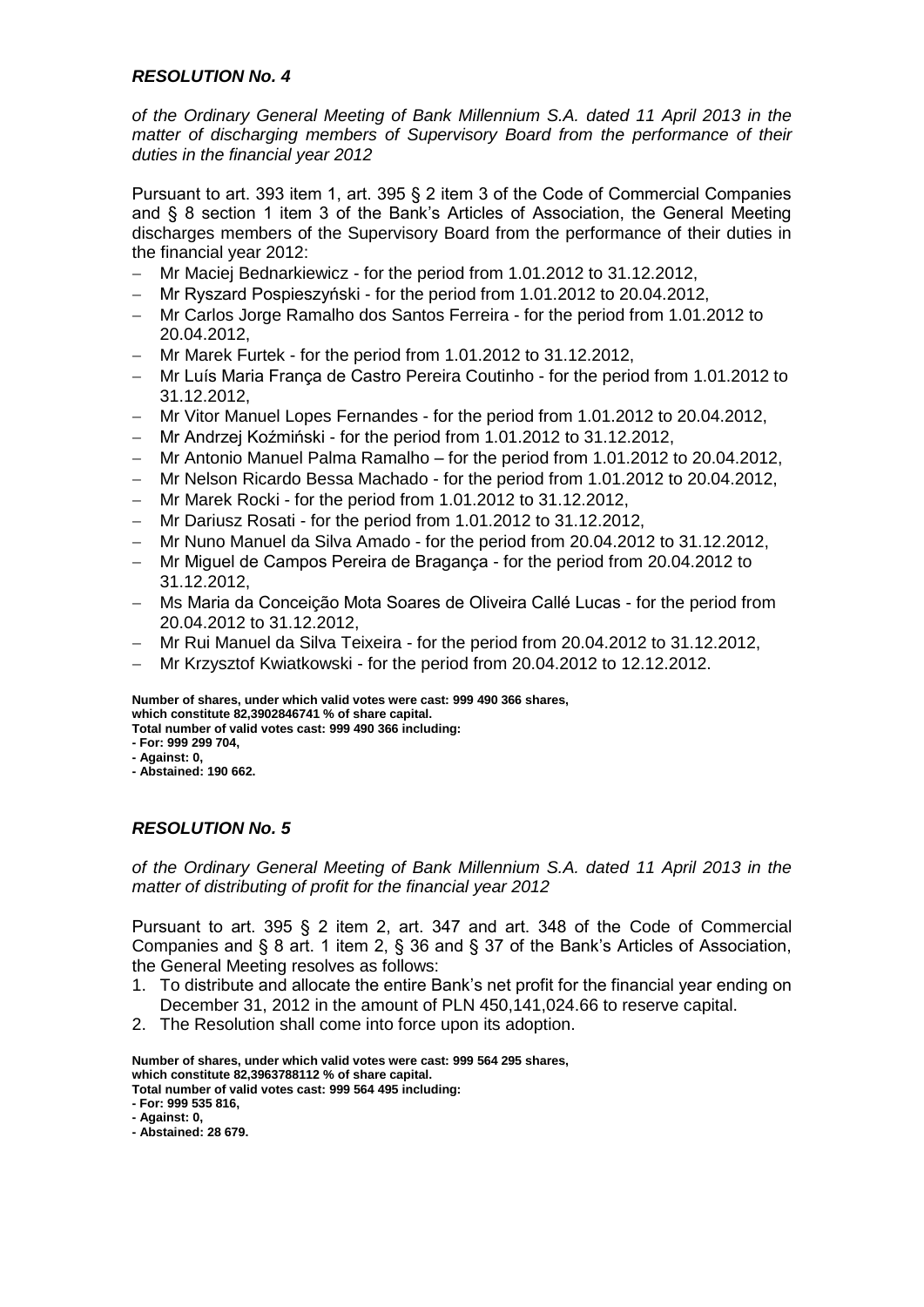### *RESOLUTION No. 4*

*of the Ordinary General Meeting of Bank Millennium S.A. dated 11 April 2013 in the matter of discharging members of Supervisory Board from the performance of their duties in the financial year 2012*

Pursuant to art. 393 item 1, art. 395 § 2 item 3 of the Code of Commercial Companies and § 8 section 1 item 3 of the Bank's Articles of Association, the General Meeting discharges members of the Supervisory Board from the performance of their duties in the financial year 2012:

- Mr Maciej Bednarkiewicz - for the period from 1.01.2012 to 31.12.2012,
- Mr Ryszard Pospieszyński - for the period from 1.01.2012 to 20.04.2012,
- Mr Carlos Jorge Ramalho dos Santos Ferreira - for the period from 1.01.2012 to 20.04.2012,
- Mr Marek Furtek - for the period from 1.01.2012 to 31.12.2012,
- Mr Luís Maria França de Castro Pereira Coutinho - for the period from 1.01.2012 to 31.12.2012,
- Mr Vitor Manuel Lopes Fernandes - for the period from 1.01.2012 to 20.04.2012,
- Mr Andrzej Koźmiński - for the period from 1.01.2012 to 31.12.2012,
- Mr Antonio Manuel Palma Ramalho – for the period from 1.01.2012 to 20.04.2012,
- Mr Nelson Ricardo Bessa Machado - for the period from 1.01.2012 to 20.04.2012,
- Mr Marek Rocki - for the period from 1.01.2012 to 31.12.2012,
- Mr Dariusz Rosati - for the period from 1.01.2012 to 31.12.2012,
- Mr Nuno Manuel da Silva Amado - for the period from 20.04.2012 to 31.12.2012,
- Mr Miguel de Campos Pereira de Bragança - for the period from 20.04.2012 to 31.12.2012,
- Ms Maria da Conceição Mota Soares de Oliveira Callé Lucas - for the period from 20.04.2012 to 31.12.2012,
- Mr Rui Manuel da Silva Teixeira - for the period from 20.04.2012 to 31.12.2012,
- Mr Krzysztof Kwiatkowski - for the period from 20.04.2012 to 12.12.2012.

**Number of shares, under which valid votes were cast: 999 490 366 shares,**
**which constitute 82,3902846741 % of share capital.**
**Total number of valid votes cast: 999 490 366 including:**
**- For: 999 299 704,**
**- Against: 0,**
**- Abstained: 190 662.**

### *RESOLUTION No. 5*

*of the Ordinary General Meeting of Bank Millennium S.A. dated 11 April 2013 in the matter of distributing of profit for the financial year 2012*

Pursuant to art. 395 § 2 item 2, art. 347 and art. 348 of the Code of Commercial Companies and § 8 art. 1 item 2, § 36 and § 37 of the Bank's Articles of Association, the General Meeting resolves as follows:

1. To distribute and allocate the entire Bank's net profit for the financial year ending on December 31, 2012 in the amount of PLN 450,141,024.66 to reserve capital.
2. The Resolution shall come into force upon its adoption.

**Number of shares, under which valid votes were cast: 999 564 295 shares,**
**which constitute 82,3963788112 % of share capital.**
**Total number of valid votes cast: 999 564 495 including:**
**- For: 999 535 816,**
**- Against: 0,**
**- Abstained: 28 679.**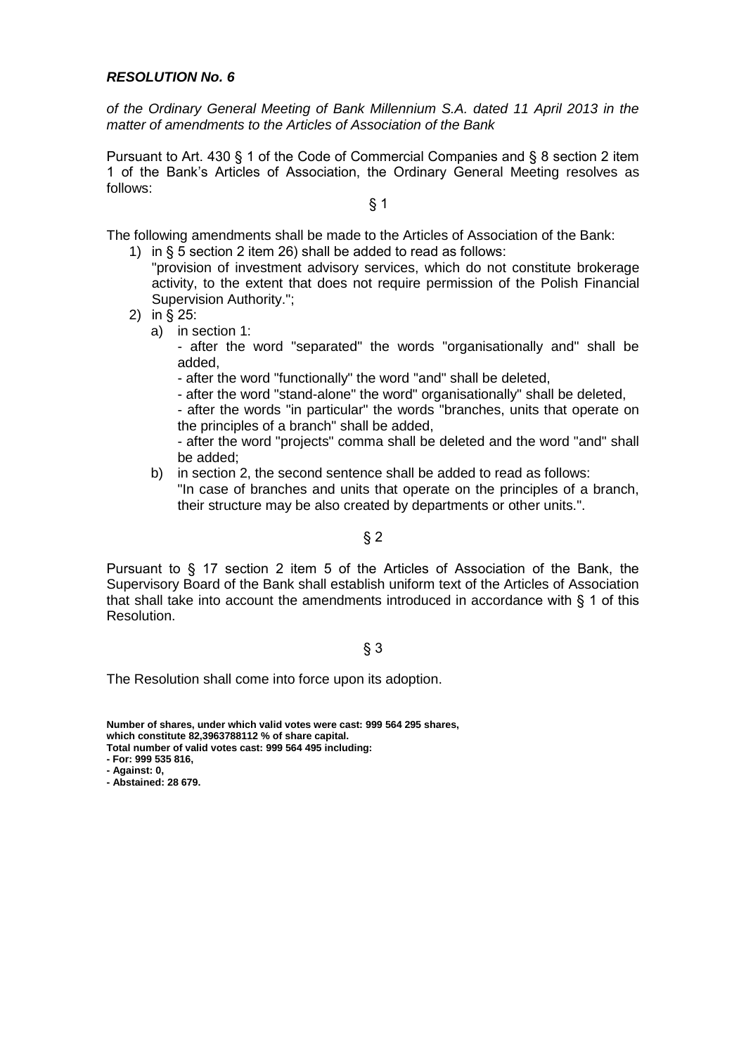***RESOLUTION No. 6***

*of the Ordinary General Meeting of Bank Millennium S.A. dated 11 April 2013 in the matter of amendments to the Articles of Association of the Bank*

Pursuant to Art. 430 § 1 of the Code of Commercial Companies and § 8 section 2 item 1 of the Bank's Articles of Association, the Ordinary General Meeting resolves as follows:

§ 1

The following amendments shall be made to the Articles of Association of the Bank:

1) in § 5 section 2 item 26) shall be added to read as follows:
   "provision of investment advisory services, which do not constitute brokerage activity, to the extent that does not require permission of the Polish Financial Supervision Authority.";
2) in § 25:
   a) in section 1:
      - after the word "separated" the words "organisationally and" shall be added,
      - after the word "functionally" the word "and" shall be deleted,
      - after the word "stand-alone" the word" organisationally" shall be deleted,
      - after the words "in particular" the words "branches, units that operate on the principles of a branch" shall be added,
      - after the word "projects" comma shall be deleted and the word "and" shall be added;
   b) in section 2, the second sentence shall be added to read as follows:
      "In case of branches and units that operate on the principles of a branch, their structure may be also created by departments or other units.".

§ 2

Pursuant to § 17 section 2 item 5 of the Articles of Association of the Bank, the Supervisory Board of the Bank shall establish uniform text of the Articles of Association that shall take into account the amendments introduced in accordance with § 1 of this Resolution.

§ 3

The Resolution shall come into force upon its adoption.

**Number of shares, under which valid votes were cast: 999 564 295 shares, which constitute 82,3963788112 % of share capital.**
**Total number of valid votes cast: 999 564 495 including:**
**- For: 999 535 816,**
**- Against: 0,**
**- Abstained: 28 679.**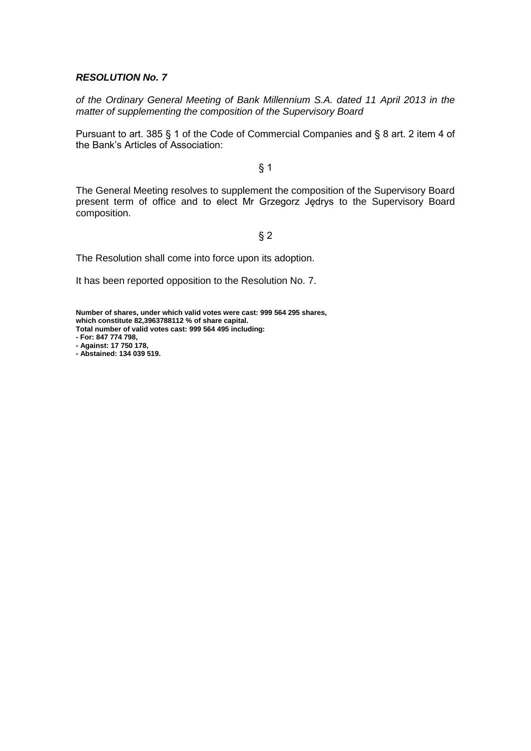***RESOLUTION No. 7***

*of the Ordinary General Meeting of Bank Millennium S.A. dated 11 April 2013 in the matter of supplementing the composition of the Supervisory Board*

Pursuant to art. 385 § 1 of the Code of Commercial Companies and § 8 art. 2 item 4 of the Bank's Articles of Association:

§ 1

The General Meeting resolves to supplement the composition of the Supervisory Board present term of office and to elect Mr Grzegorz Jędrys to the Supervisory Board composition.

§ 2

The Resolution shall come into force upon its adoption.

It has been reported opposition to the Resolution No. 7.

**Number of shares, under which valid votes were cast: 999 564 295 shares, which constitute 82,3963788112 % of share capital.**
**Total number of valid votes cast: 999 564 495 including:**
**- For: 847 774 798,**
**- Against: 17 750 178,**
**- Abstained: 134 039 519.**